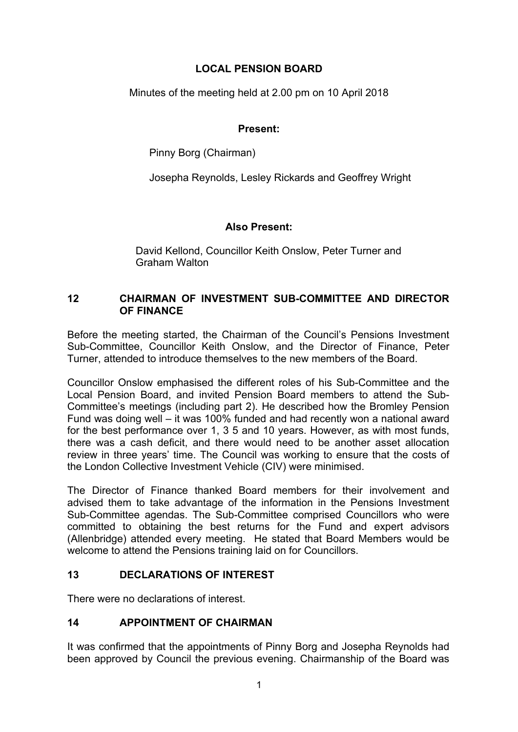# LOCAL PENSION BOARD

Minutes of the meeting held at 2.00 pm on 10 April 2018

**Present:**

Pinny Borg (Chairman)

Josepha Reynolds, Lesley Rickards and Geoffrey Wright

**Also Present:**

David Kellond, Councillor Keith Onslow, Peter Turner and Graham Walton

## 12 CHAIRMAN OF INVESTMENT SUB-COMMITTEE AND DIRECTOR OF FINANCE

Before the meeting started, the Chairman of the Council's Pensions Investment Sub-Committee, Councillor Keith Onslow, and the Director of Finance, Peter Turner, attended to introduce themselves to the new members of the Board.

Councillor Onslow emphasised the different roles of his Sub-Committee and the Local Pension Board, and invited Pension Board members to attend the Sub-Committee's meetings (including part 2). He described how the Bromley Pension Fund was doing well – it was 100% funded and had recently won a national award for the best performance over 1, 3 5 and 10 years. However, as with most funds, there was a cash deficit, and there would need to be another asset allocation review in three years' time. The Council was working to ensure that the costs of the London Collective Investment Vehicle (CIV) were minimised.

The Director of Finance thanked Board members for their involvement and advised them to take advantage of the information in the Pensions Investment Sub-Committee agendas. The Sub-Committee comprised Councillors who were committed to obtaining the best returns for the Fund and expert advisors (Allenbridge) attended every meeting. He stated that Board Members would be welcome to attend the Pensions training laid on for Councillors.

## 13 DECLARATIONS OF INTEREST

There were no declarations of interest.

## 14 APPOINTMENT OF CHAIRMAN

It was confirmed that the appointments of Pinny Borg and Josepha Reynolds had been approved by Council the previous evening. Chairmanship of the Board was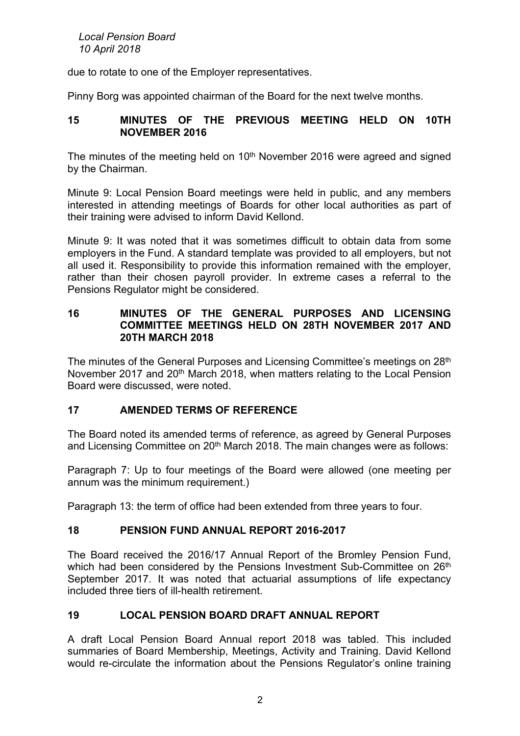due to rotate to one of the Employer representatives.

Pinny Borg was appointed chairman of the Board for the next twelve months.

## 15 MINUTES OF THE PREVIOUS MEETING HELD ON 10TH NOVEMBER 2016

The minutes of the meeting held on 10th November 2016 were agreed and signed by the Chairman.

Minute 9: Local Pension Board meetings were held in public, and any members interested in attending meetings of Boards for other local authorities as part of their training were advised to inform David Kellond.

Minute 9: It was noted that it was sometimes difficult to obtain data from some employers in the Fund. A standard template was provided to all employers, but not all used it. Responsibility to provide this information remained with the employer, rather than their chosen payroll provider. In extreme cases a referral to the Pensions Regulator might be considered.

## 16 MINUTES OF THE GENERAL PURPOSES AND LICENSING COMMITTEE MEETINGS HELD ON 28TH NOVEMBER 2017 AND 20TH MARCH 2018

The minutes of the General Purposes and Licensing Committee's meetings on 28th November 2017 and 20th March 2018, when matters relating to the Local Pension Board were discussed, were noted.

## 17 AMENDED TERMS OF REFERENCE

The Board noted its amended terms of reference, as agreed by General Purposes and Licensing Committee on 20th March 2018. The main changes were as follows:

Paragraph 7: Up to four meetings of the Board were allowed (one meeting per annum was the minimum requirement.)

Paragraph 13: the term of office had been extended from three years to four.

## 18 PENSION FUND ANNUAL REPORT 2016-2017

The Board received the 2016/17 Annual Report of the Bromley Pension Fund, which had been considered by the Pensions Investment Sub-Committee on 26th September 2017. It was noted that actuarial assumptions of life expectancy included three tiers of ill-health retirement.

## 19 LOCAL PENSION BOARD DRAFT ANNUAL REPORT

A draft Local Pension Board Annual report 2018 was tabled. This included summaries of Board Membership, Meetings, Activity and Training. David Kellond would re-circulate the information about the Pensions Regulator's online training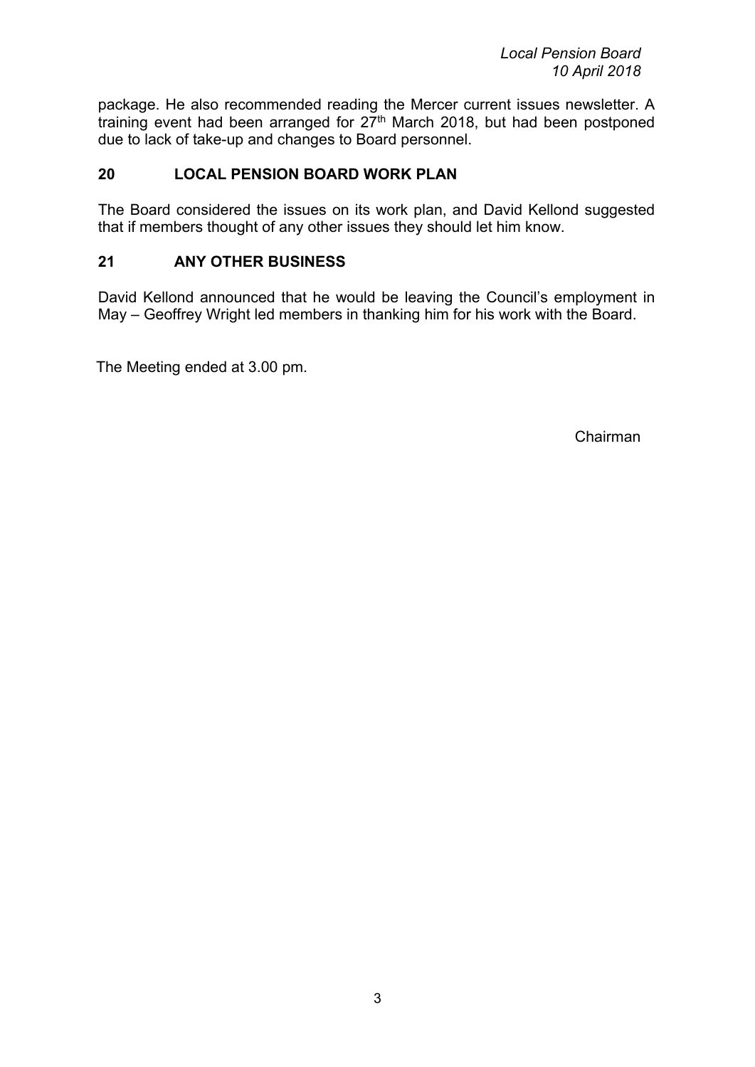package. He also recommended reading the Mercer current issues newsletter. A training event had been arranged for 27th March 2018, but had been postponed due to lack of take-up and changes to Board personnel.

## 20 LOCAL PENSION BOARD WORK PLAN

The Board considered the issues on its work plan, and David Kellond suggested that if members thought of any other issues they should let him know.

## 21 ANY OTHER BUSINESS

David Kellond announced that he would be leaving the Council's employment in May – Geoffrey Wright led members in thanking him for his work with the Board.

The Meeting ended at 3.00 pm.

Chairman